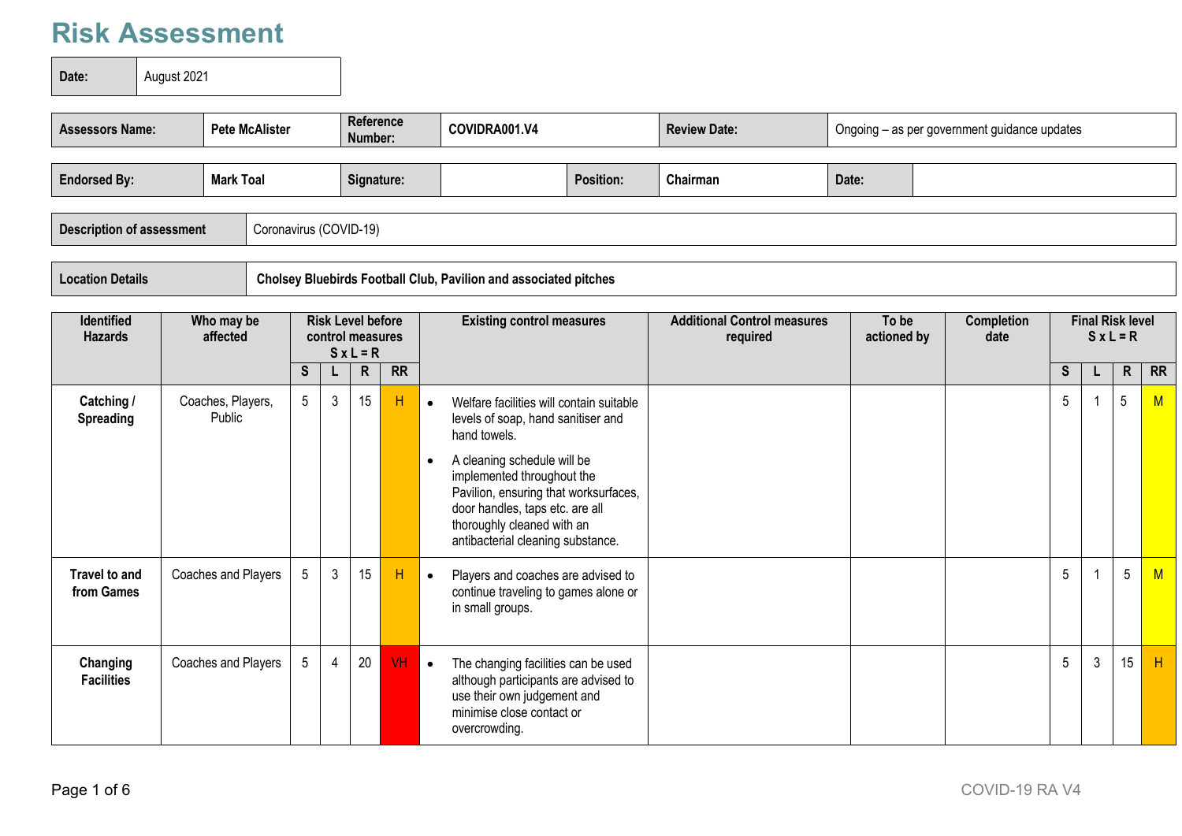# Risk Assessment

| Date: | August 2021 |
|---|---|

| Assessors Name: | Pete McAlister | Reference Number: | COVIDRA001.V4 | Review Date: | Ongoing – as per government guidance updates |
|---|---|---|---|---|---|

| Endorsed By: | Mark Toal | Signature: | | Position: | Chairman | Date: | |
|---|---|---|---|---|---|---|---|

| Description of assessment | Coronavirus (COVID-19) |
|---|---|

| Location Details | Cholsey Bluebirds Football Club, Pavilion and associated pitches |
|---|---|

| Identified Hazards | Who may be affected | Risk Level before control measures S x L = R | | | | Existing control measures | Additional Control measures required | To be actioned by | Completion date | Final Risk level S x L = R | | | |
|---|---|---|---|---|---|---|---|---|---|---|---|---|---|
| | | S | L | R | RR | | | | | S | L | R | RR |
| **Catching / Spreading** | Coaches, Players, Public | 5 | 3 | 15 | H | • Welfare facilities will contain suitable levels of soap, hand sanitiser and hand towels.<br>• A cleaning schedule will be implemented throughout the Pavilion, ensuring that worksurfaces, door handles, taps etc. are all thoroughly cleaned with an antibacterial cleaning substance. | | | | 5 | 1 | 5 | M |
| **Travel to and from Games** | Coaches and Players | 5 | 3 | 15 | H | • Players and coaches are advised to continue traveling to games alone or in small groups. | | | | 5 | 1 | 5 | M |
| **Changing Facilities** | Coaches and Players | 5 | 4 | 20 | VH | • The changing facilities can be used although participants are advised to use their own judgement and minimise close contact or overcrowding. | | | | 5 | 3 | 15 | H |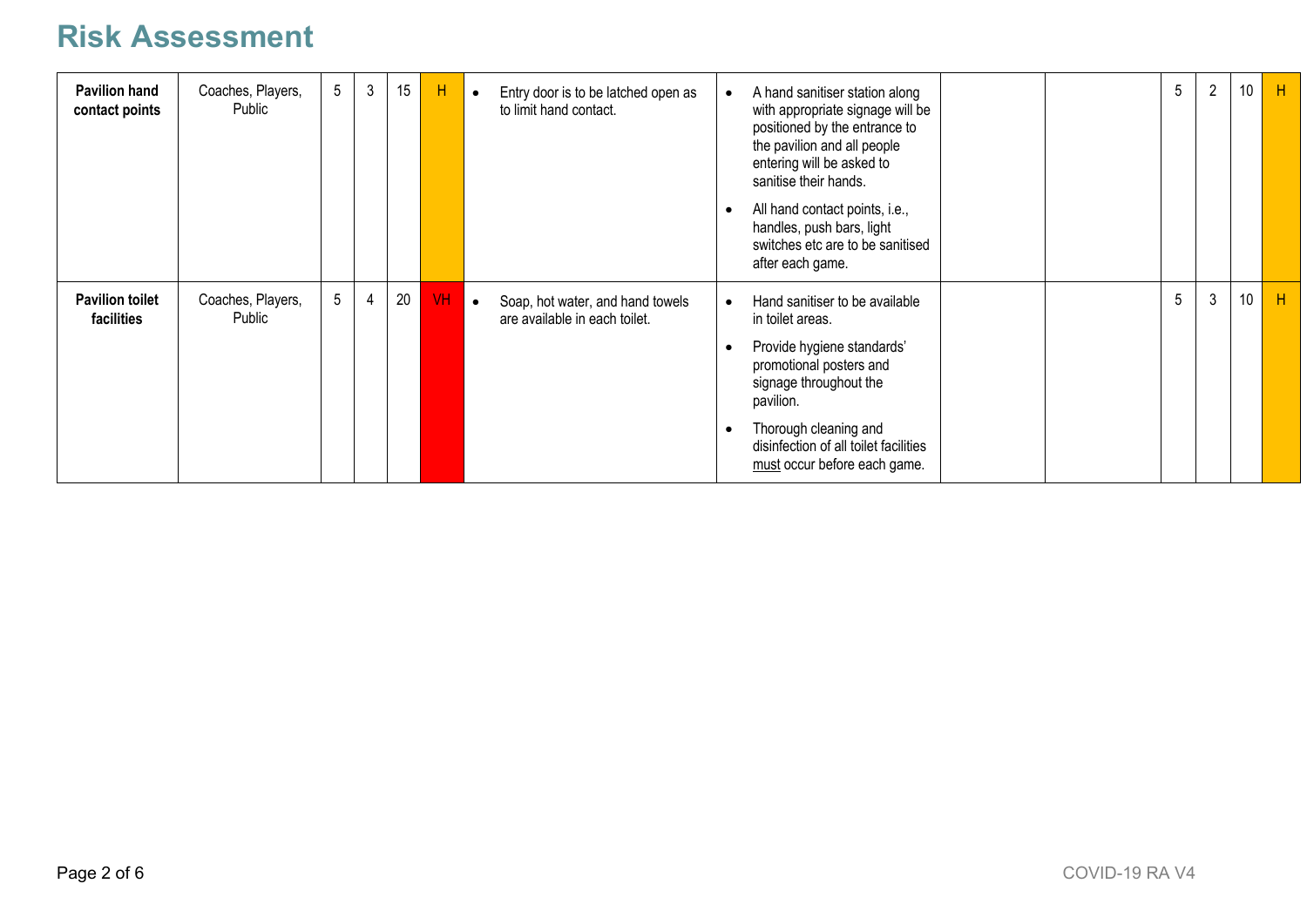# Risk Assessment

| | | | | | | | | | | | | | |
|---|---|---|---|---|---|---|---|---|---|---|---|---|---|
| **Pavilion hand contact points** | Coaches, Players, Public | 5 | 3 | 15 | H | • Entry door is to be latched open as to limit hand contact. | • A hand sanitiser station along with appropriate signage will be positioned by the entrance to the pavilion and all people entering will be asked to sanitise their hands.<br>• All hand contact points, i.e., handles, push bars, light switches etc are to be sanitised after each game. | | | 5 | 2 | 10 | H |
| **Pavilion toilet facilities** | Coaches, Players, Public | 5 | 4 | 20 | VH | • Soap, hot water, and hand towels are available in each toilet. | • Hand sanitiser to be available in toilet areas.<br>• Provide hygiene standards' promotional posters and signage throughout the pavilion.<br>• Thorough cleaning and disinfection of all toilet facilities <u>must</u> occur before each game. | | | 5 | 3 | 10 | H |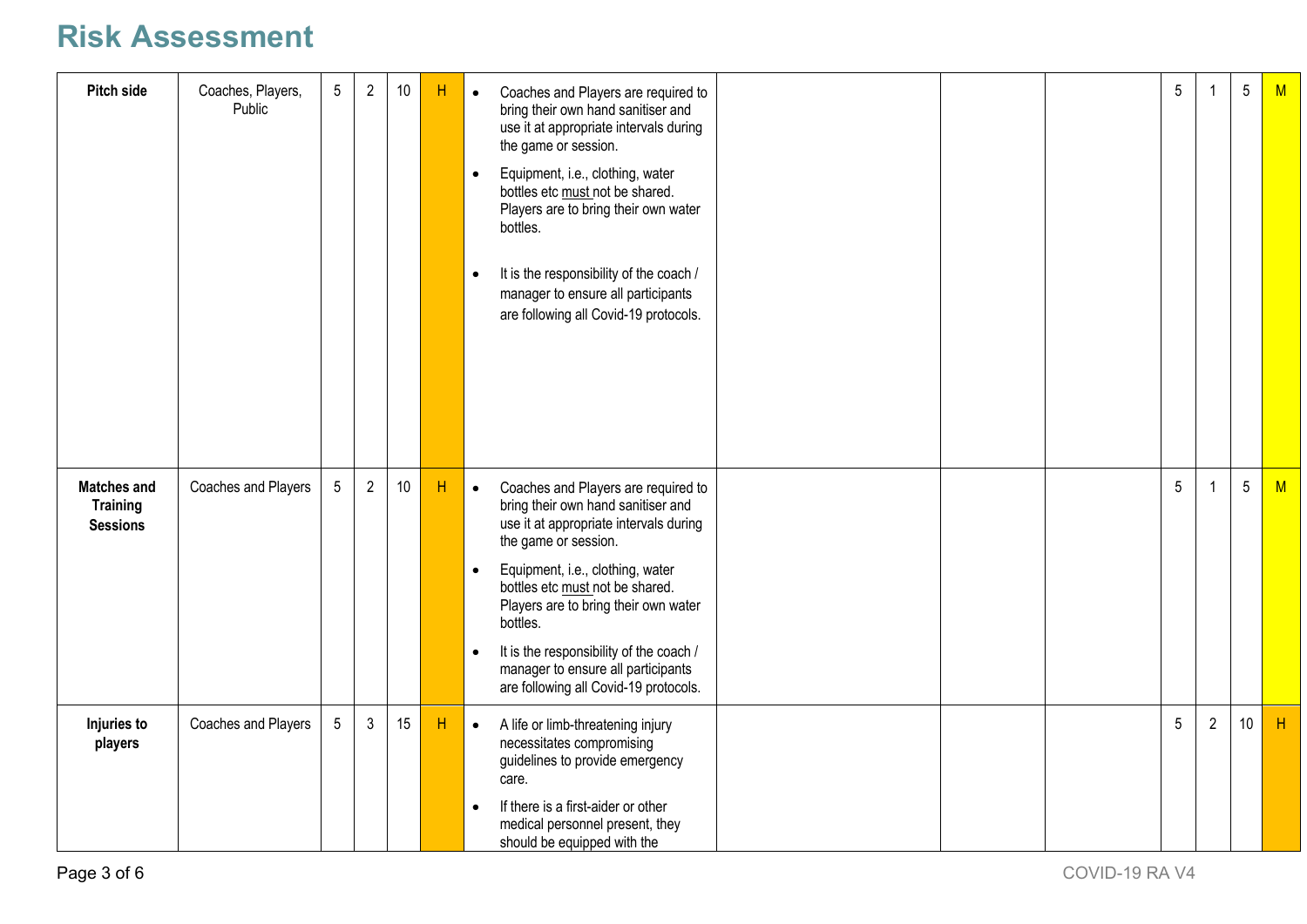# Risk Assessment

| | | | | | | | | | | | | | |
|---|---|---|---|---|---|---|---|---|---|---|---|---|---|
| **Pitch side** | Coaches, Players, Public | 5 | 2 | 10 | H | • Coaches and Players are required to bring their own hand sanitiser and use it at appropriate intervals during the game or session.<br>• Equipment, i.e., clothing, water bottles etc must not be shared. Players are to bring their own water bottles.<br>• It is the responsibility of the coach / manager to ensure all participants are following all Covid-19 protocols. | | | | 5 | 1 | 5 | M |
| **Matches and Training Sessions** | Coaches and Players | 5 | 2 | 10 | H | • Coaches and Players are required to bring their own hand sanitiser and use it at appropriate intervals during the game or session.<br>• Equipment, i.e., clothing, water bottles etc must not be shared. Players are to bring their own water bottles.<br>• It is the responsibility of the coach / manager to ensure all participants are following all Covid-19 protocols. | | | | 5 | 1 | 5 | M |
| **Injuries to players** | Coaches and Players | 5 | 3 | 15 | H | • A life or limb-threatening injury necessitates compromising guidelines to provide emergency care.<br>• If there is a first-aider or other medical personnel present, they should be equipped with the | | | | 5 | 2 | 10 | H |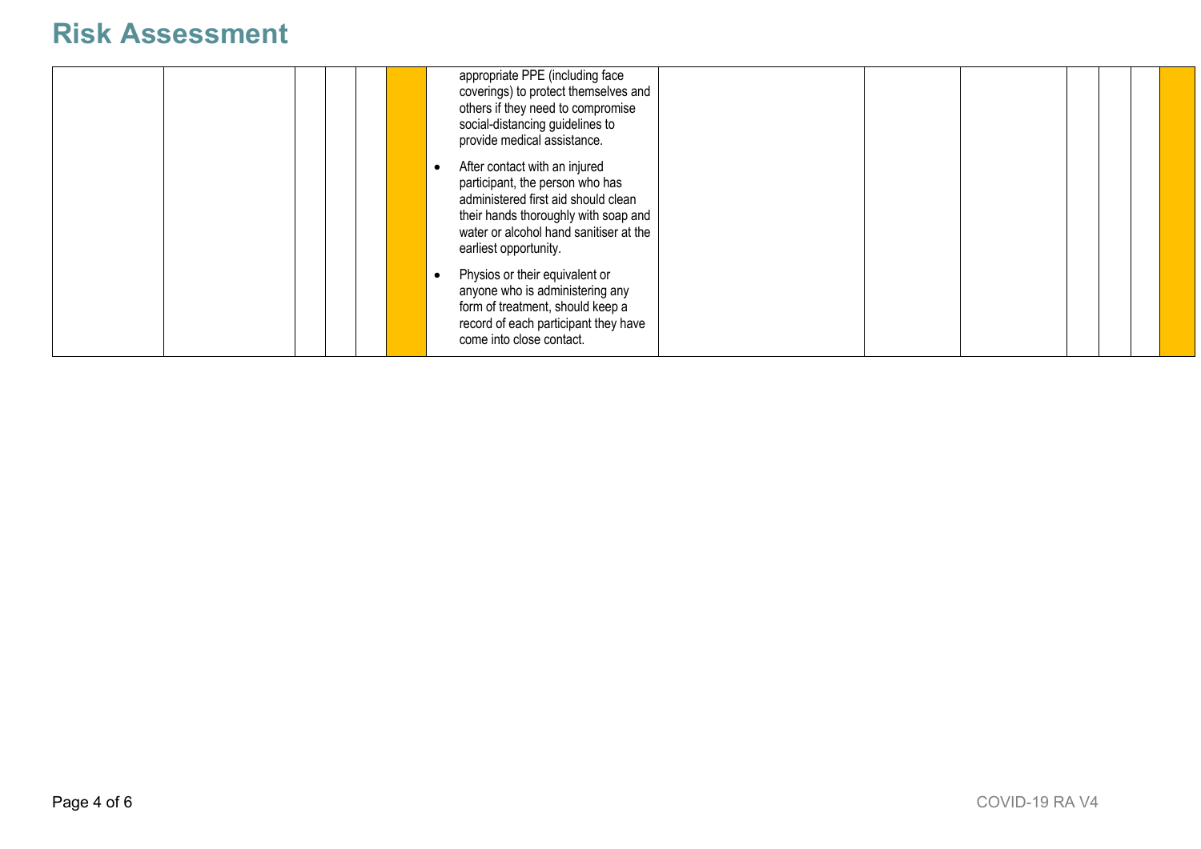# Risk Assessment

| | | | | | | | | | | | | | |
|---|---|---|---|---|---|---|---|---|---|---|---|---|---|
| | | | | | | appropriate PPE (including face coverings) to protect themselves and others if they need to compromise social-distancing guidelines to provide medical assistance.<br>• After contact with an injured participant, the person who has administered first aid should clean their hands thoroughly with soap and water or alcohol hand sanitiser at the earliest opportunity.<br>• Physios or their equivalent or anyone who is administering any form of treatment, should keep a record of each participant they have come into close contact. | | | | | | | |

COVID-19 RA V4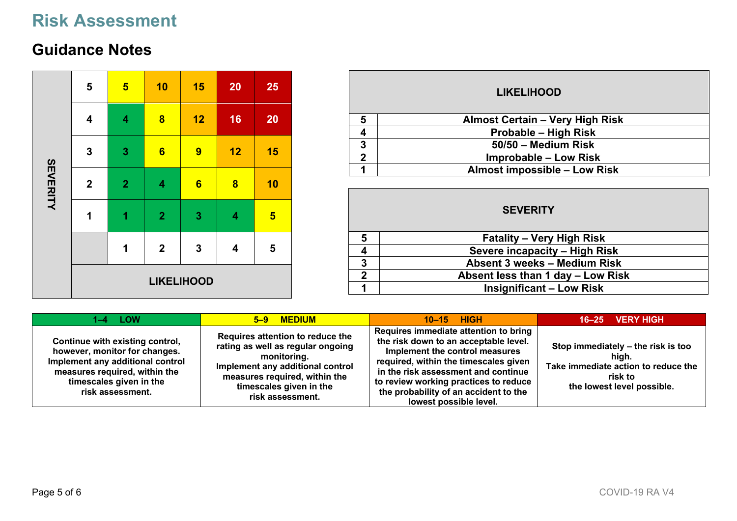# Risk Assessment

## Guidance Notes

| SEVERITY | | | | | |
|---|---|---|---|---|---|
| 5 | 5 | 10 | 15 | 20 | 25 |
| 4 | 4 | 8 | 12 | 16 | 20 |
| 3 | 3 | 6 | 9 | 12 | 15 |
| 2 | 2 | 4 | 6 | 8 | 10 |
| 1 | 1 | 2 | 3 | 4 | 5 |
| | 1 | 2 | 3 | 4 | 5 |
| | LIKELIHOOD | | | | |

| LIKELIHOOD | |
|---|---|
| 5 | Almost Certain – Very High Risk |
| 4 | Probable – High Risk |
| 3 | 50/50 – Medium Risk |
| 2 | Improbable – Low Risk |
| 1 | Almost impossible – Low Risk |

| SEVERITY | |
|---|---|
| 5 | Fatality – Very High Risk |
| 4 | Severe incapacity – High Risk |
| 3 | Absent 3 weeks – Medium Risk |
| 2 | Absent less than 1 day – Low Risk |
| 1 | Insignificant – Low Risk |

| 1–4 LOW | 5–9 MEDIUM | 10–15 HIGH | 16–25 VERY HIGH |
|---|---|---|---|
| Continue with existing control, however, monitor for changes. Implement any additional control measures required, within the timescales given in the risk assessment. | Requires attention to reduce the rating as well as regular ongoing monitoring. Implement any additional control measures required, within the timescales given in the risk assessment. | Requires immediate attention to bring the risk down to an acceptable level. Implement the control measures required, within the timescales given in the risk assessment and continue to review working practices to reduce the probability of an accident to the lowest possible level. | Stop immediately – the risk is too high. Take immediate action to reduce the risk to the lowest level possible. |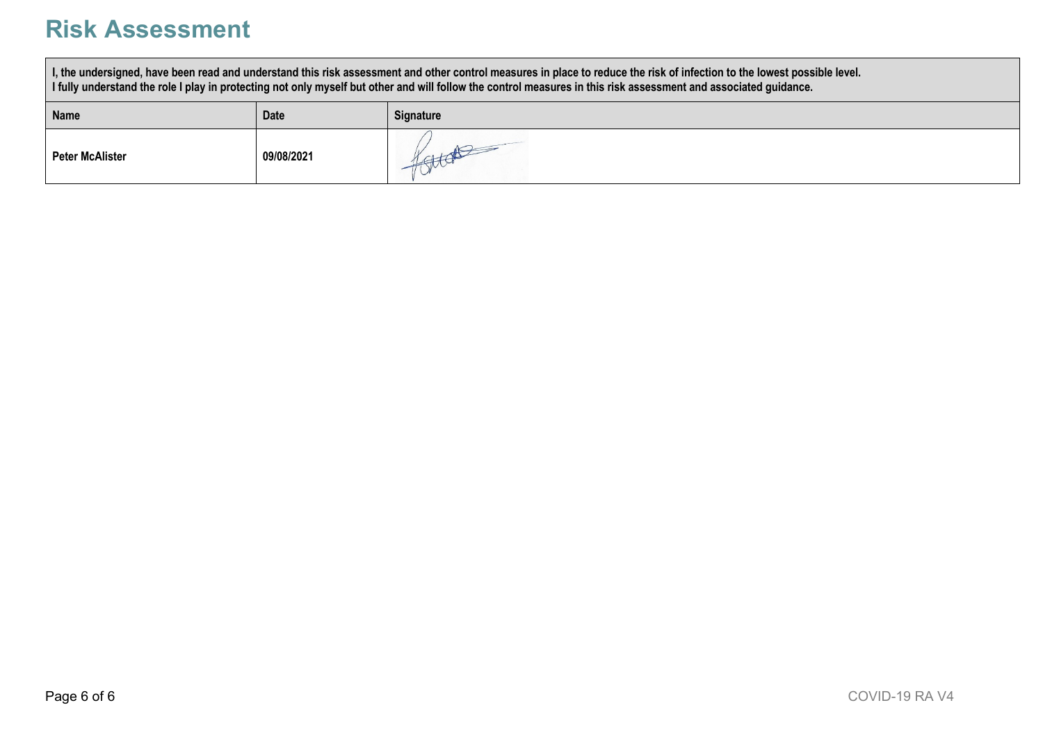# Risk Assessment

| I, the undersigned, have been read and understand this risk assessment and other control measures in place to reduce the risk of infection to the lowest possible level. I fully understand the role I play in protecting not only myself but other and will follow the control measures in this risk assessment and associated guidance. | | |
|---|---|---|
| **Name** | **Date** | **Signature** |
| **Peter McAlister** | **09/08/2021** | |